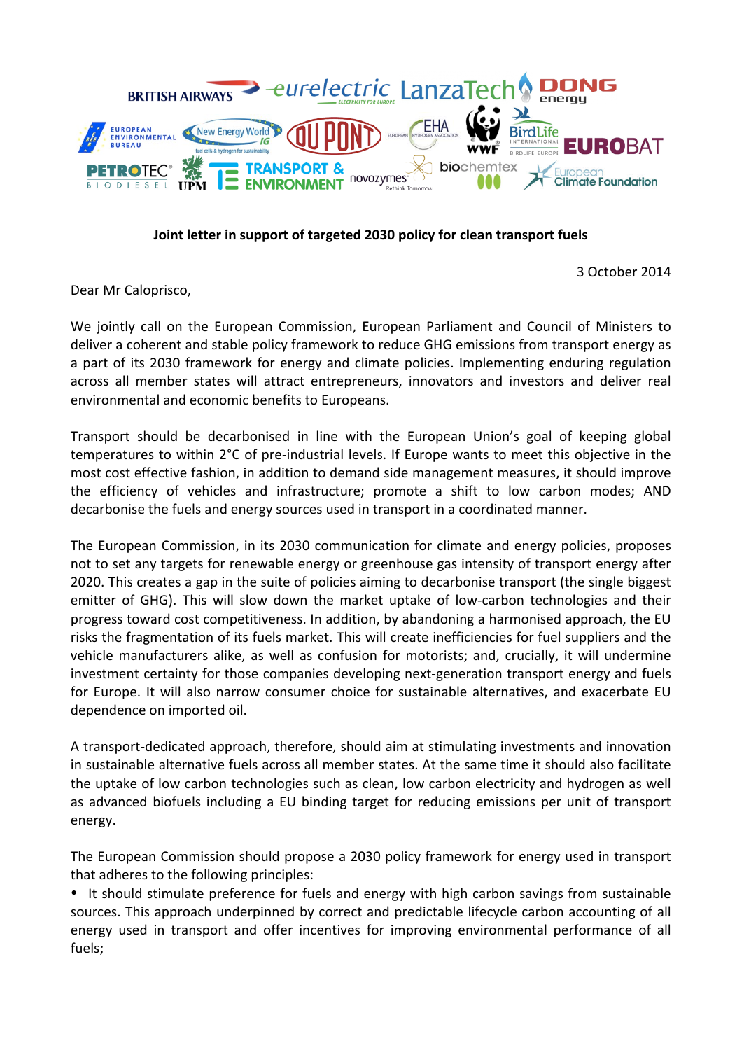**Joint letter in support of targeted 2030 policy for clean transport fuels**

3 October 2014

Dear Mr Caloprisco,

We jointly call on the European Commission, European Parliament and Council of Ministers to deliver a coherent and stable policy framework to reduce GHG emissions from transport energy as a part of its 2030 framework for energy and climate policies. Implementing enduring regulation across all member states will attract entrepreneurs, innovators and investors and deliver real environmental and economic benefits to Europeans.

Transport should be decarbonised in line with the European Union's goal of keeping global temperatures to within 2°C of pre-industrial levels. If Europe wants to meet this objective in the most cost effective fashion, in addition to demand side management measures, it should improve the efficiency of vehicles and infrastructure; promote a shift to low carbon modes; AND decarbonise the fuels and energy sources used in transport in a coordinated manner.

The European Commission, in its 2030 communication for climate and energy policies, proposes not to set any targets for renewable energy or greenhouse gas intensity of transport energy after 2020. This creates a gap in the suite of policies aiming to decarbonise transport (the single biggest emitter of GHG). This will slow down the market uptake of low-carbon technologies and their progress toward cost competitiveness. In addition, by abandoning a harmonised approach, the EU risks the fragmentation of its fuels market. This will create inefficiencies for fuel suppliers and the vehicle manufacturers alike, as well as confusion for motorists; and, crucially, it will undermine investment certainty for those companies developing next-generation transport energy and fuels for Europe. It will also narrow consumer choice for sustainable alternatives, and exacerbate EU dependence on imported oil.

A transport-dedicated approach, therefore, should aim at stimulating investments and innovation in sustainable alternative fuels across all member states. At the same time it should also facilitate the uptake of low carbon technologies such as clean, low carbon electricity and hydrogen as well as advanced biofuels including a EU binding target for reducing emissions per unit of transport energy.

The European Commission should propose a 2030 policy framework for energy used in transport that adheres to the following principles:

- It should stimulate preference for fuels and energy with high carbon savings from sustainable sources. This approach underpinned by correct and predictable lifecycle carbon accounting of all energy used in transport and offer incentives for improving environmental performance of all fuels;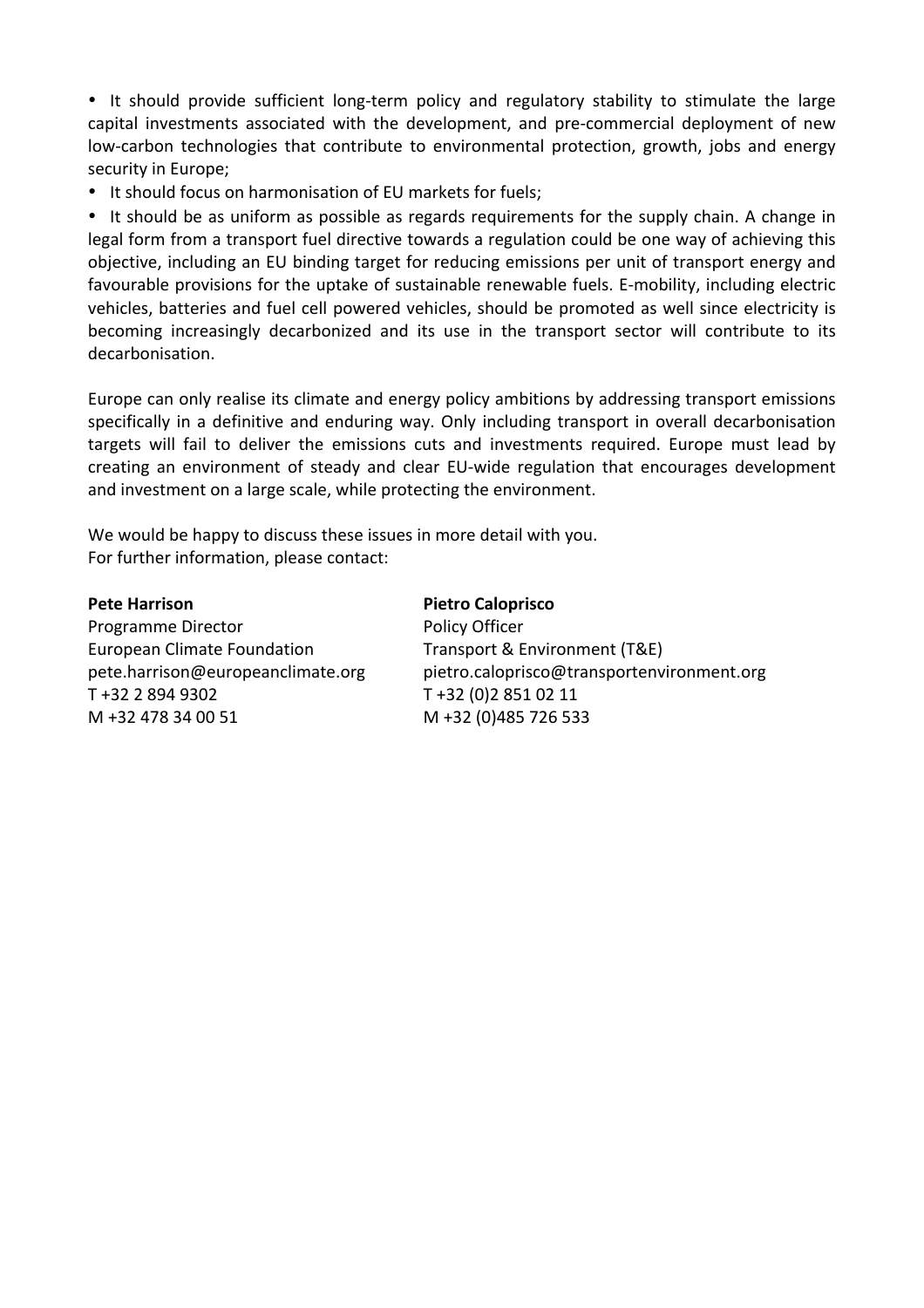- It should provide sufficient long-term policy and regulatory stability to stimulate the large capital investments associated with the development, and pre-commercial deployment of new low-carbon technologies that contribute to environmental protection, growth, jobs and energy security in Europe;
- It should focus on harmonisation of EU markets for fuels;
- It should be as uniform as possible as regards requirements for the supply chain. A change in legal form from a transport fuel directive towards a regulation could be one way of achieving this objective, including an EU binding target for reducing emissions per unit of transport energy and favourable provisions for the uptake of sustainable renewable fuels. E-mobility, including electric vehicles, batteries and fuel cell powered vehicles, should be promoted as well since electricity is becoming increasingly decarbonized and its use in the transport sector will contribute to its decarbonisation.

Europe can only realise its climate and energy policy ambitions by addressing transport emissions specifically in a definitive and enduring way. Only including transport in overall decarbonisation targets will fail to deliver the emissions cuts and investments required. Europe must lead by creating an environment of steady and clear EU-wide regulation that encourages development and investment on a large scale, while protecting the environment.

We would be happy to discuss these issues in more detail with you.
For further information, please contact:

**Pete Harrison**
Programme Director
European Climate Foundation
pete.harrison@europeanclimate.org
T +32 2 894 9302
M +32 478 34 00 51

**Pietro Caloprisco**
Policy Officer
Transport & Environment (T&E)
pietro.caloprisco@transportenvironment.org
T +32 (0)2 851 02 11
M +32 (0)485 726 533